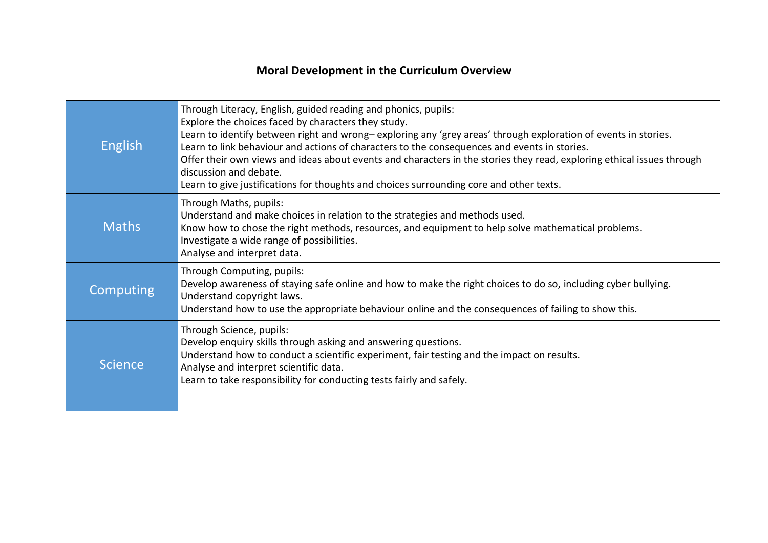# Moral Development in the Curriculum Overview

| | |
|---|---|
| English | Through Literacy, English, guided reading and phonics, pupils:<br>Explore the choices faced by characters they study.<br>Learn to identify between right and wrong– exploring any 'grey areas' through exploration of events in stories.<br>Learn to link behaviour and actions of characters to the consequences and events in stories.<br>Offer their own views and ideas about events and characters in the stories they read, exploring ethical issues through discussion and debate.<br>Learn to give justifications for thoughts and choices surrounding core and other texts. |
| Maths | Through Maths, pupils:<br>Understand and make choices in relation to the strategies and methods used.<br>Know how to chose the right methods, resources, and equipment to help solve mathematical problems.<br>Investigate a wide range of possibilities.<br>Analyse and interpret data. |
| Computing | Through Computing, pupils:<br>Develop awareness of staying safe online and how to make the right choices to do so, including cyber bullying.<br>Understand copyright laws.<br>Understand how to use the appropriate behaviour online and the consequences of failing to show this. |
| Science | Through Science, pupils:<br>Develop enquiry skills through asking and answering questions.<br>Understand how to conduct a scientific experiment, fair testing and the impact on results.<br>Analyse and interpret scientific data.<br>Learn to take responsibility for conducting tests fairly and safely. |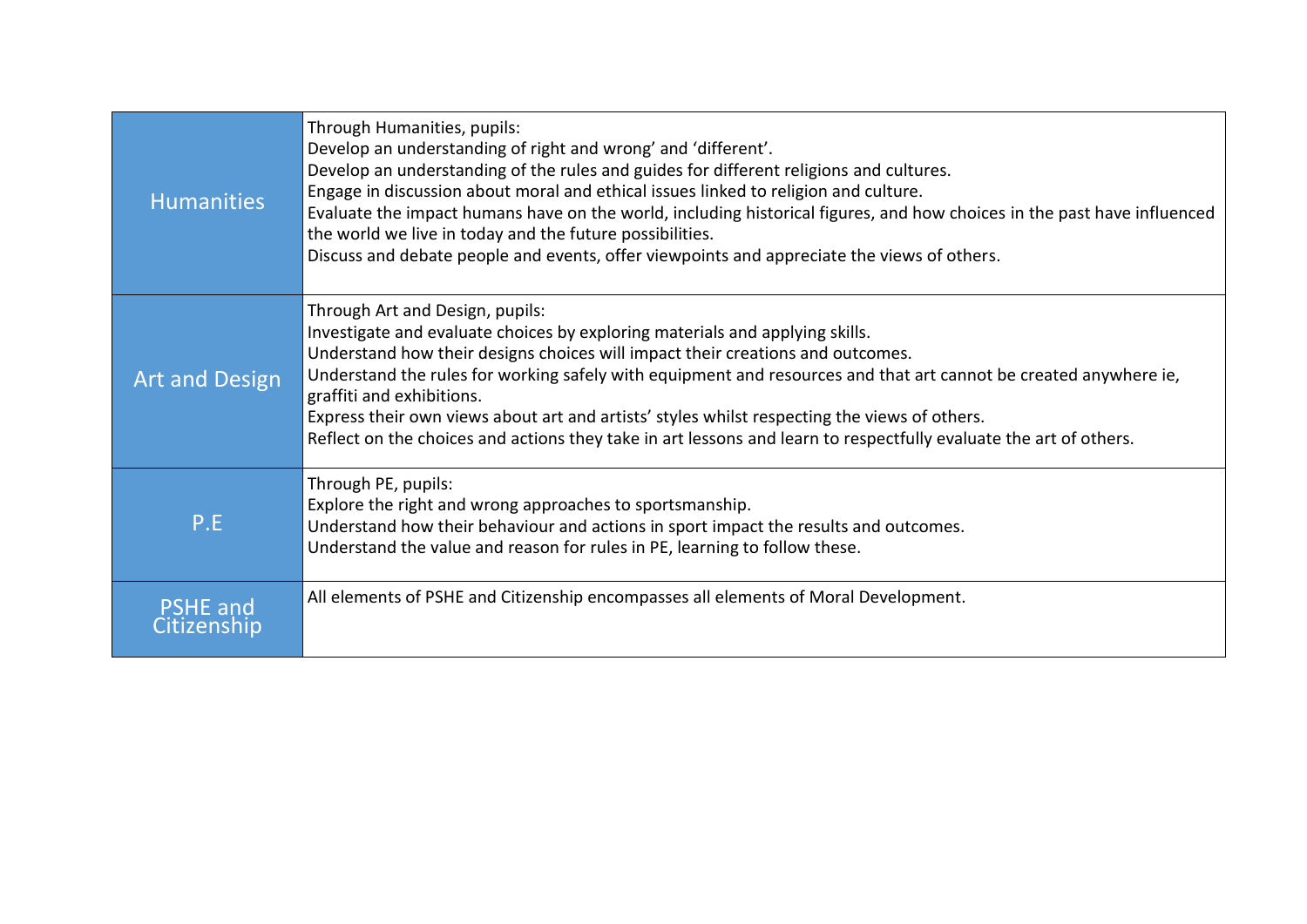| | |
|---|---|
| Humanities | Through Humanities, pupils:<br>Develop an understanding of right and wrong' and 'different'.<br>Develop an understanding of the rules and guides for different religions and cultures.<br>Engage in discussion about moral and ethical issues linked to religion and culture.<br>Evaluate the impact humans have on the world, including historical figures, and how choices in the past have influenced the world we live in today and the future possibilities.<br>Discuss and debate people and events, offer viewpoints and appreciate the views of others. |
| Art and Design | Through Art and Design, pupils:<br>Investigate and evaluate choices by exploring materials and applying skills.<br>Understand how their designs choices will impact their creations and outcomes.<br>Understand the rules for working safely with equipment and resources and that art cannot be created anywhere ie, graffiti and exhibitions.<br>Express their own views about art and artists' styles whilst respecting the views of others.<br>Reflect on the choices and actions they take in art lessons and learn to respectfully evaluate the art of others. |
| P.E | Through PE, pupils:<br>Explore the right and wrong approaches to sportsmanship.<br>Understand how their behaviour and actions in sport impact the results and outcomes.<br>Understand the value and reason for rules in PE, learning to follow these. |
| PSHE and Citizenship | All elements of PSHE and Citizenship encompasses all elements of Moral Development. |